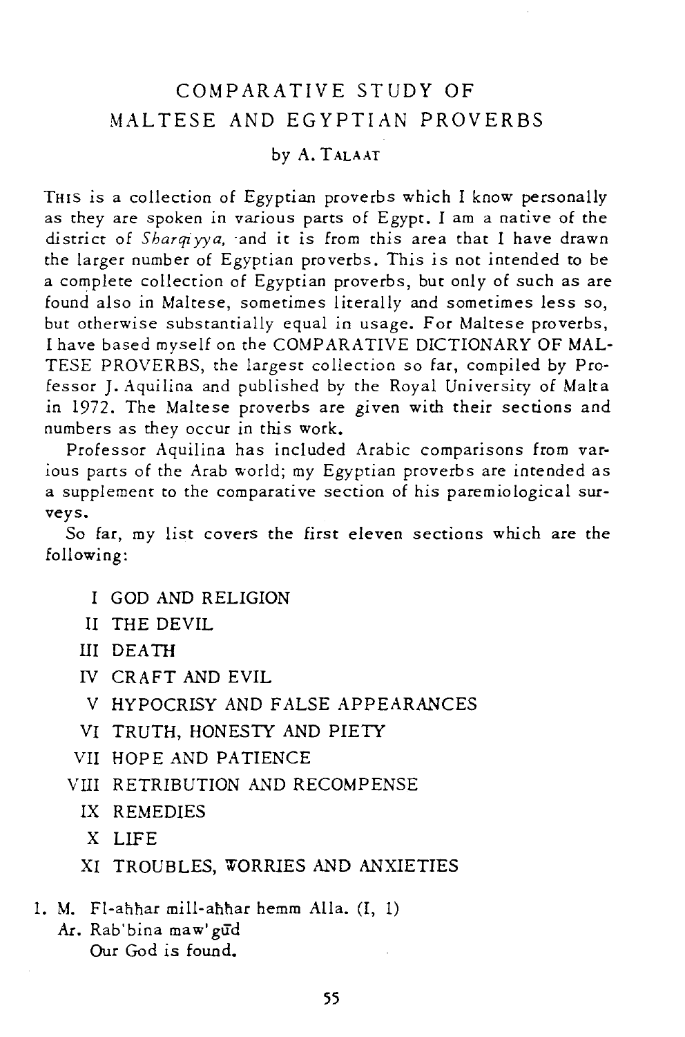# COMPARATIVE STUDY OF MALTESE AND EGYPTIAN PROVERBS

by A. TALAAT

THIS is a collection of Egyptian proverbs which I know personally as they are spoken in various parts of Egypt. I am a native of the district of *Sharqiyya,* and it is from this area that I have drawn the larger number of Egyptian proverbs. This is not intended to be a complete collection of Egyptian proverbs, but only of such as are found also in Maltese, sometimes literally and sometimes less so, but otherwise substantially equal in usage. For Maltese proverbs, I have based myself on the COMPARATIVE DICTIONARY OF MALTESE PROVERBS, the largest collection so far, compiled by Professor J. Aquilina and published by the Royal University of Malta in 1972. The Maltese proverbs are given with their sections and numbers as they occur in this work.

Professor Aquilina has included Arabic comparisons from various parts of the Arab world; my Egyptian proverbs are intended as a supplement to the comparative section of his paremiological surveys.

So far, my list covers the first eleven sections which are the following:

- I GOD AND RELIGION
- II THE DEVIL
- III DEATH
- IV CRAFT AND EVIL
- V HYPOCRISY AND FALSE APPEARANCES
- VI TRUTH, HONESTY AND PIETY
- VII HOPE AND PATIENCE
- VIII RETRIBUTION AND RECOMPENSE
- IX REMEDIES
- X LIFE
- XI TROUBLES, WORRIES AND ANXIETIES

1. M. Fl-aħħar mill-aħħar hemm Alla. (I, 1)
   Ar. Rab'bina maw'gūd
   Our God is found.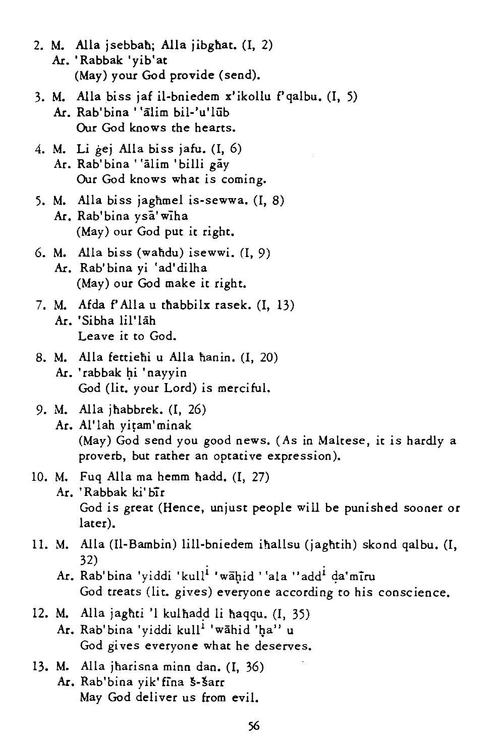2. M. Alla jsebbaħ; Alla jibgħat. (I, 2)
   Ar. 'Rabbak 'yib'at
   (May) your God provide (send).

3. M. Alla biss jaf il-bniedem x'ikollu f'qalbu. (I, 5)
   Ar. Rab'bina ''ālim bil-'u'lūb
   Our God knows the hearts.

4. M. Li ġej Alla biss jafu. (I, 6)
   Ar. Rab'bina ''ālim 'billi gāy
   Our God knows what is coming.

5. M. Alla biss jagħmel is-sewwa. (I, 8)
   Ar. Rab'bina ysā'wīha
   (May) our God put it right.

6. M. Alla biss (waħdu) isewwi. (I, 9)
   Ar. Rab'bina yi 'ad'dilha
   (May) our God make it right.

7. M. Afda f'Alla u tħabbilx rasek. (I, 13)
   Ar. 'Sibha lil'lāh
   Leave it to God.

8. M. Alla fettieħi u Alla ħanin. (I, 20)
   Ar. 'rabbak ḥi 'nayyin
   God (lit. your Lord) is merciful.

9. M. Alla jħabbrek. (I, 26)
   Ar. Al'lah yiṭam'minak
   (May) God send you good news. (As in Maltese, it is hardly a proverb, but rather an optative expression).

10. M. Fuq Alla ma hemm ħadd. (I, 27)
    Ar. 'Rabbak ki'bīr
    God is great (Hence, unjust people will be punished sooner or later).

11. M. Alla (Il-Bambin) lill-bniedem iħallsu (jagħtih) skond qalbu. (I, 32)
    Ar. Rab'bina 'yiddi 'kull[i] 'wāḥid ''ala ''add[i] ḍa'mīru
    God treats (lit. gives) everyone according to his conscience.

12. M. Alla jagħti 'l kulħadd li ħaqqu. (I, 35)
    Ar. Rab'bina 'yiddi kull[i] 'wāhid 'ḥa'' u
    God gives everyone what he deserves.

13. M. Alla jħarisna minn dan. (I, 36)
    Ar. Rab'bina yik'fīna š-šarr
    May God deliver us from evil.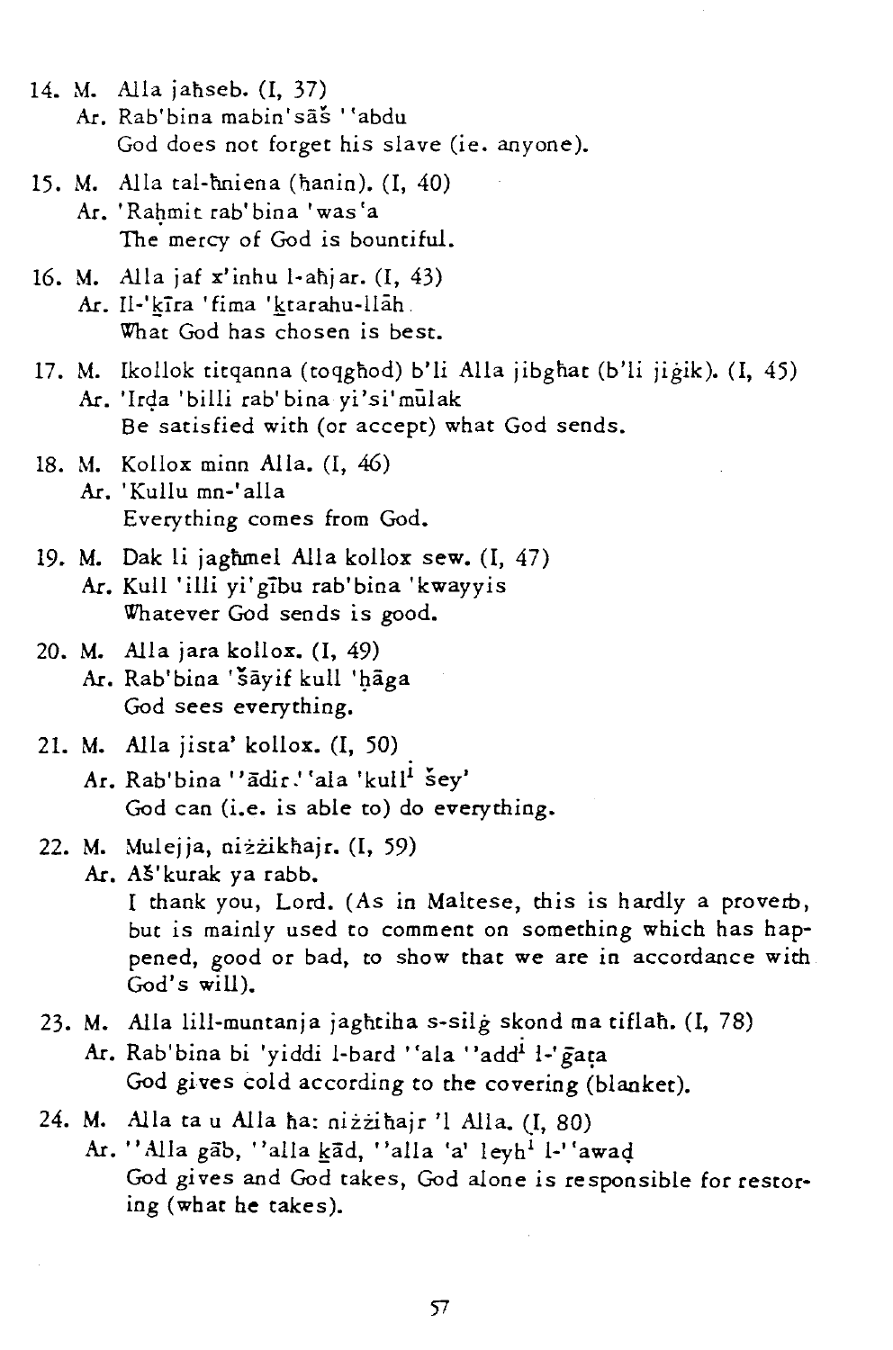14. M. Alla jaħseb. (I, 37)
    Ar. Rab'bina mabin'sāš ''abdu
    God does not forget his slave (ie. anyone).

15. M. Alla tal-ħniena (ħanin). (I, 40)
    Ar. 'Raḥmit rab'bina 'was'a
    The mercy of God is bountiful.

16. M. Alla jaf x'inhu l-aħjar. (I, 43)
    Ar. Il-'k̲īra 'fima 'k̲tarahu-llāh.
    What God has chosen is best.

17. M. Ikollok titqanna (toqgħod) b'li Alla jibgħat (b'li jiġik). (I, 45)
    Ar. 'Irḍa 'billi rab'bina yi'si'mūlak
    Be satisfied with (or accept) what God sends.

18. M. Kollox minn Alla. (I, 46)
    Ar. 'Kullu mn-'alla
    Everything comes from God.

19. M. Dak li jagħmel Alla kollox sew. (I, 47)
    Ar. Kull 'illi yi'gību rab'bina 'kwayyis
    Whatever God sends is good.

20. M. Alla jara kollox. (I, 49)
    Ar. Rab'bina 'šāyif kull 'ḥāga
    God sees everything.

21. M. Alla jista' kollox. (I, 50)
    Ar. Rab'bina ''ādir.''ala 'kull[i] šey'
    God can (i.e. is able to) do everything.

22. M. Mulejja, niżżikħajr. (I, 59)
    Ar. Aš'kurak ya rabb.
    I thank you, Lord. (As in Maltese, this is hardly a proverb, but is mainly used to comment on something which has happened, good or bad, to show that we are in accordance with God's will).

23. M. Alla lill-muntanja jagħtiha s-silġ skond ma tiflaħ. (I, 78)
    Ar. Rab'bina bi 'yiddi l-bard ''ala ''add[i] l-'ġaṭa
    God gives cold according to the covering (blanket).

24. M. Alla ta u Alla ħa: niżżiħajr 'l Alla. (I, 80)
    Ar. ''Alla gāb, ''alla k̲ād, ''alla 'a' leyh[i] l-''awaḍ
    God gives and God takes, God alone is responsible for restoring (what he takes).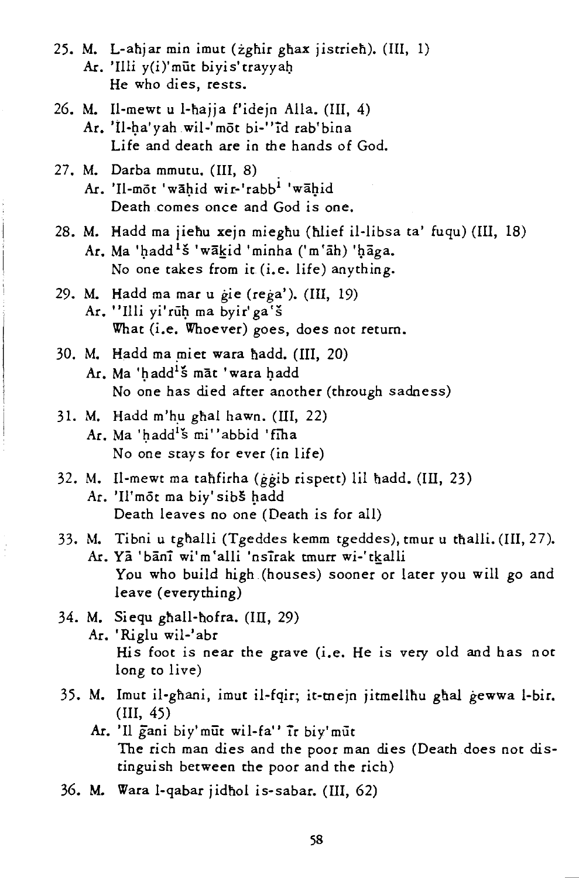25. M. L-aħjar min imut (żgħir għax jistrieħ). (III, 1)
    Ar. 'Illi y(i)'mūt biyis'trayyaḥ
    He who dies, rests.

26. M. Il-mewt u l-ħajja f'idejn Alla. (III, 4)
    Ar. 'Il-ḥa'yah wil-'mōt bi-''īd rab'bina
    Life and death are in the hands of God.

27. M. Darba mmutu. (III, 8)
    Ar. 'Il-mōt 'wāḥid wir-'rabb[1] 'wāḥid
    Death comes once and God is one.

28. M. Hadd ma jieħu xejn miegħu (ħlief il-libsa ta' fuqu) (III, 18)
    Ar. Ma 'ḥadd[1]š 'wākid 'minha ('m'āh) 'ḥāga.
    No one takes from it (i.e. life) anything.

29. M. Hadd ma mar u ġie (reġa'). (III, 19)
    Ar. ''Illi yi'rūḥ ma byir'ga'š
    What (i.e. Whoever) goes, does not return.

30. M. Hadd ma miet wara ħadd. (III, 20)
    Ar. Ma 'ḥadd[1]š māt 'wara ḥadd
    No one has died after another (through sadness)

31. M. Hadd m'hu għal hawn. (III, 22)
    Ar. Ma 'ḥadd[1]š mi''abbid 'fīha
    No one stays for ever (in life)

32. M. Il-mewt ma taħfirha (ġġib rispett) lil ħadd. (III, 23)
    Ar. 'Il'mōt ma biy'sibš ḥadd
    Death leaves no one (Death is for all)

33. M. Tibni u tgħalli (Tgeddes kemm tgeddes), tmur u tħalli. (III, 27).
    Ar. Yā 'bānī wi'm'alli 'nsīrak tmurr wi-'tkalli
    You who build high (houses) sooner or later you will go and leave (everything)

34. M. Siequ għall-ħofra. (III, 29)
    Ar. 'Riglu wil-'abr
    His foot is near the grave (i.e. He is very old and has not long to live)

35. M. Imut il-għani, imut il-fqir; it-tnejn jitmellħu għal ġewwa l-bir. (III, 45)
    Ar. 'Il ḡani biy'mūt wil-fa'' īr biy'mūt
    The rich man dies and the poor man dies (Death does not distinguish between the poor and the rich)

36. M. Wara l-qabar jidħol is-sabar. (III, 62)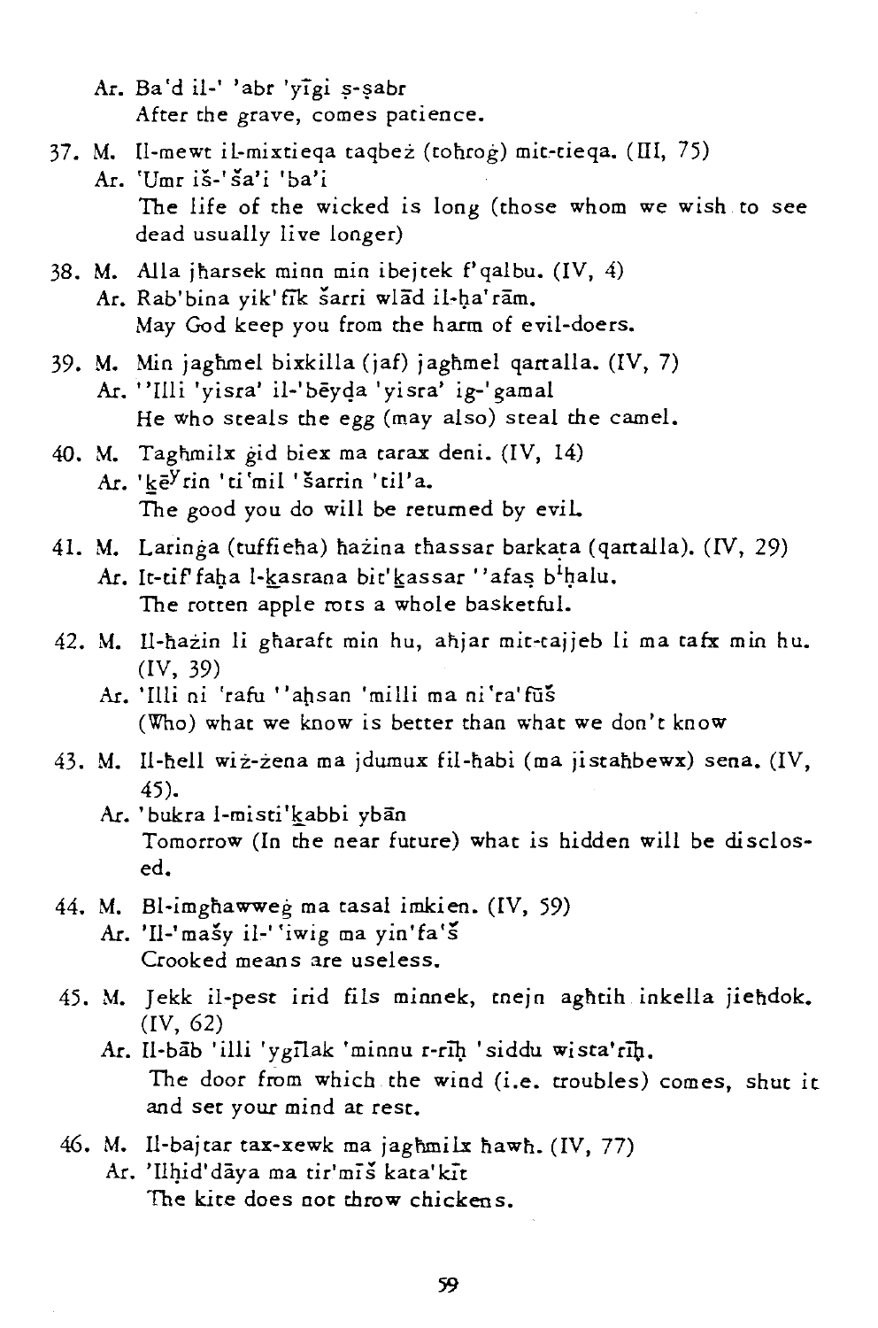Ar. Ba'd il-' 'abr 'yīgi ṣ-ṣabr
   After the grave, comes patience.

37. M. Il-mewt il-mixtieqa taqbeż (toħrog) mit-tieqa. (III, 75)
   Ar. 'Umr iš-'ša'i 'ba'i
   The life of the wicked is long (those whom we wish to see dead usually live longer)

38. M. Alla jħarsek minn min ibejtek f'qalbu. (IV, 4)
   Ar. Rab'bina yik'fīk šarri wlād il-ḥa'rām.
   May God keep you from the harm of evil-doers.

39. M. Min jagħmel bixkilla (jaf) jagħmel qartalla. (IV, 7)
   Ar. ''Illi 'yisra' il-'bēyḏa 'yisra' ig-'gamal
   He who steals the egg (may also) steal the camel.

40. M. Tagħmilx ġid biex ma tarax deni. (IV, 14)
   Ar. 'k̲ēʸrin 'ti'mil 'šarrin 'til'a.
   The good you do will be returned by evil.

41. M. Larinġa (tuffieħa) ħażina tħassar barkata (qartalla). (IV, 29)
   Ar. It-tif'faḥa l-k̲asrana bit'k̲assar ''afaṣ bⁱḥalu.
   The rotten apple rots a whole basketful.

42. M. Il-ħażin li għaraft min hu, aħjar mit-tajjeb li ma tafx min hu. (IV, 39)
   Ar. 'Illi ni 'rafu ''aḥsan 'milli ma ni'ra'fūš
   (Who) what we know is better than what we don't know

43. M. Il-ħell wiż-żena ma jdumux fil-ħabi (ma jistaħbewx) sena. (IV, 45).
   Ar. 'bukra l-misti'k̲abbi ybān
   Tomorrow (In the near future) what is hidden will be disclosed.

44. M. Bl-imgħawweġ ma tasal imkien. (IV, 59)
   Ar. 'Il-'mašy il-''iwig ma yin'fa'š
   Crooked means are useless.

45. M. Jekk il-pest irid fils minnek, tnejn agħtih inkella jieħdok. (IV, 62)
   Ar. Il-bāb 'illi 'ygīlak 'minnu r-rīḥ 'siddu wista'rīḥ.
   The door from which the wind (i.e. troubles) comes, shut it and set your mind at rest.

46. M. Il-bajtar tax-xewk ma jagħmilx ħawħ. (IV, 77)
   Ar. 'Ilḥid'dāya ma tir'mīš kata'kīt
   The kite does not throw chickens.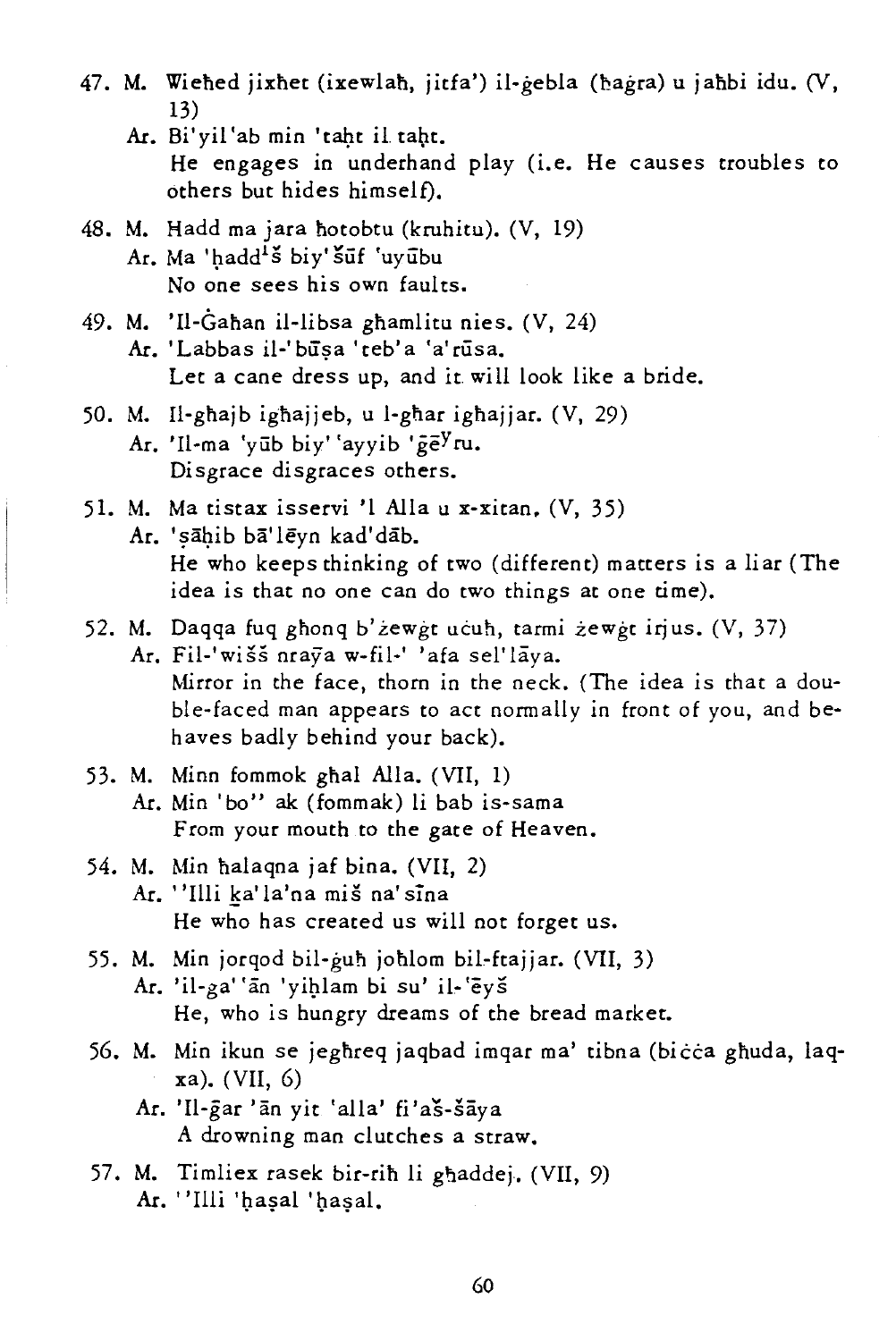47. M. Wieħed jixħet (ixewlaħ, jitfa') il-ġebla (ħaġra) u jaħbi idu. (V, 13)
    Ar. Bi'yil'ab min 'taḥt il taḥt.
    He engages in underhand play (i.e. He causes troubles to others but hides himself).

48. M. Ħadd ma jara ħotobtu (kruhitu). (V, 19)
    Ar. Ma 'ḥadd$^{i}$š biy'šūf 'uyūbu
    No one sees his own faults.

49. M. 'Il-Ġaħan il-libsa għamlitu nies. (V, 24)
    Ar. 'Labbas il-'būṣa 'teb'a 'a'rūsa.
    Let a cane dress up, and it will look like a bride.

50. M. Il-għajb igħajjeb, u l-għar igħajjar. (V, 29)
    Ar. 'Il-ma 'yūb biy' 'ayyib 'ḡē$^{y}$ru.
    Disgrace disgraces others.

51. M. Ma tistax isservi 'l Alla u x-xitan. (V, 35)
    Ar. 'ṣāḥib bā'lēyn kad'dāb.
    He who keeps thinking of two (different) matters is a liar (The idea is that no one can do two things at one time).

52. M. Daqqa fuq għonq b'żewġt uċuħ, tarmi żewġt irjus. (V, 37)
    Ar. Fil-'wišš nrāya w-fil-' 'afa sel'lāya.
    Mirror in the face, thorn in the neck. (The idea is that a double-faced man appears to act normally in front of you, and behaves badly behind your back).

53. M. Minn fommok għal Alla. (VII, 1)
    Ar. Min 'bo'' ak (fommak) li bab is-sama
    From your mouth to the gate of Heaven.

54. M. Min ħalaqna jaf bina. (VII, 2)
    Ar. ''Illi ḵa'la'na miš na'sīna
    He who has created us will not forget us.

55. M. Min jorqod bil-ġuħ joħlom bil-ftajjar. (VII, 3)
    Ar. 'il-ga''ān 'yiḥlam bi su' il-'ēyš
    He, who is hungry dreams of the bread market.

56. M. Min ikun se jegħreq jaqbad imqar ma' tibna (biċċa għuda, laqxa). (VII, 6)
    Ar. 'Il-ḡar 'ān yit 'alla' fi'aš-šāya
    A drowning man clutches a straw.

57. M. Timliex rasek bir-riħ li għaddej. (VII, 9)
    Ar. ''Illi 'ḥaṣal 'ḥaṣal.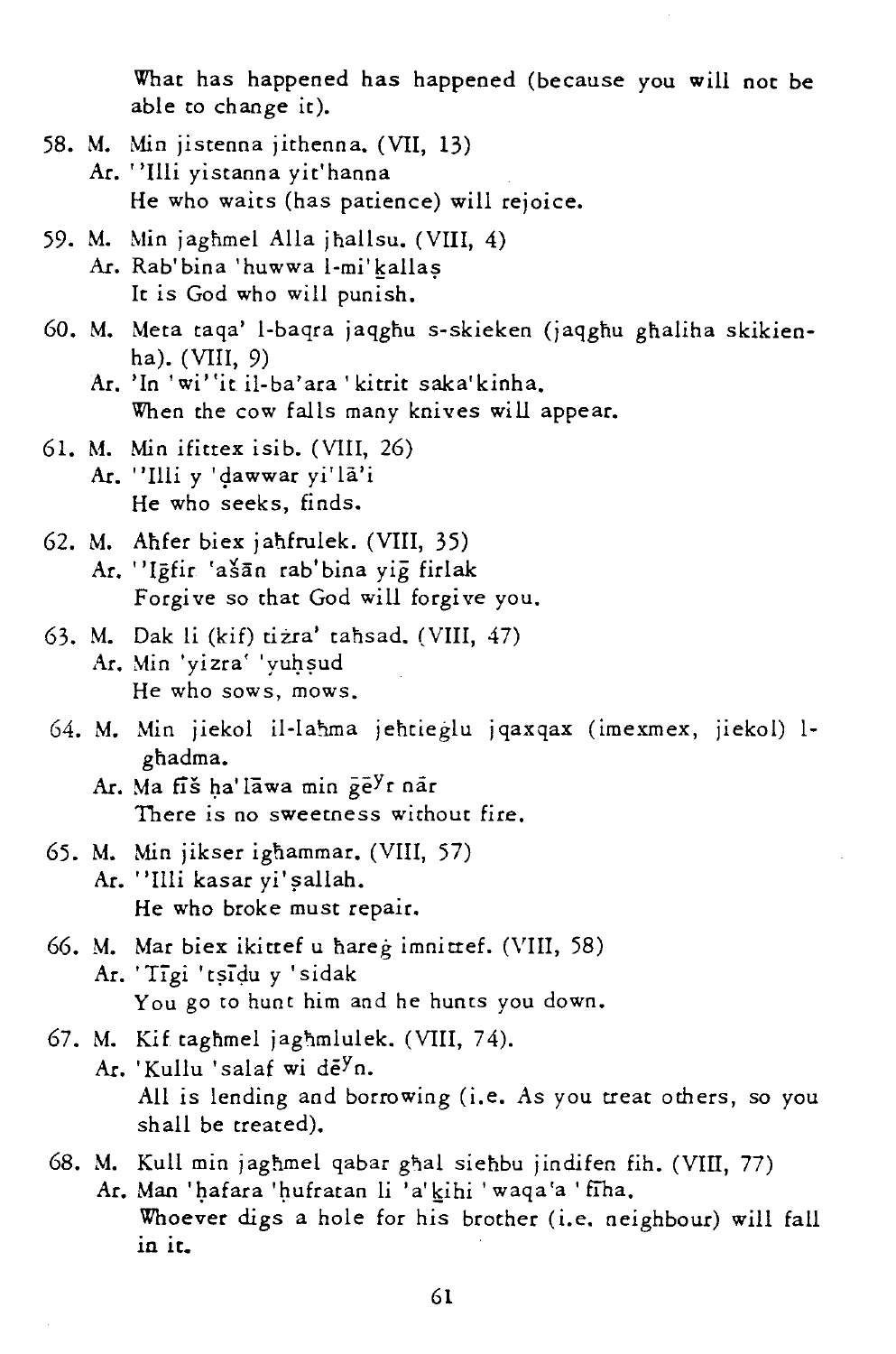What has happened has happened (because you will not be able to change it).

58. M. Min jistenna jithenna. (VII, 13)
    Ar. ''Illi yistanna yit'hanna
    He who waits (has patience) will rejoice.

59. M. Min jagħmel Alla jħallsu. (VIII, 4)
    Ar. Rab'bina 'huwwa l-mi'kallaṣ
    It is God who will punish.

60. M. Meta taqa' l-baqra jaqgħu s-skieken (jaqgħu għaliha skikienha). (VIII, 9)
    Ar. 'In 'wi''it il-ba'ara 'kitrit saka'kinha.
    When the cow falls many knives will appear.

61. M. Min ifittex isib. (VIII, 26)
    Ar. ''Illi y 'ḍawwar yi'lā'i
    He who seeks, finds.

62. M. Aħfer biex jaħfrulek. (VIII, 35)
    Ar. ''Iḡfir 'ašān rab'bina yiḡ firlak
    Forgive so that God will forgive you.

63. M. Dak li (kif) tiżra' taħsad. (VIII, 47)
    Ar. Min 'yizra' 'yuḥṣud
    He who sows, mows.

64. M. Min jiekol il-laħma jeħtieġlu jqaxqax (imexmex, jiekol) l-għadma.
    Ar. Ma fīš ḥa'lāwa min ḡē$^{y}$r nār
    There is no sweetness without fire.

65. M. Min jikser igħammar. (VIII, 57)
    Ar. ''Illi kasar yi'ṣallah.
    He who broke must repair.

66. M. Mar biex ikittef u ħareġ imnittef. (VIII, 58)
    Ar. 'Tīgi 'tṣīdu y 'sidak
    You go to hunt him and he hunts you down.

67. M. Kif tagħmel jagħmlulek. (VIII, 74).
    Ar. 'Kullu 'salaf wi dē$^{y}$n.
    All is lending and borrowing (i.e. As you treat others, so you shall be treated).

68. M. Kull min jagħmel qabar għal sieħbu jindifen fih. (VIII, 77)
    Ar. Man 'ḥafara 'ḥufratan li 'a'kihi 'waqa'a 'fīha.
    Whoever digs a hole for his brother (i.e. neighbour) will fall in it.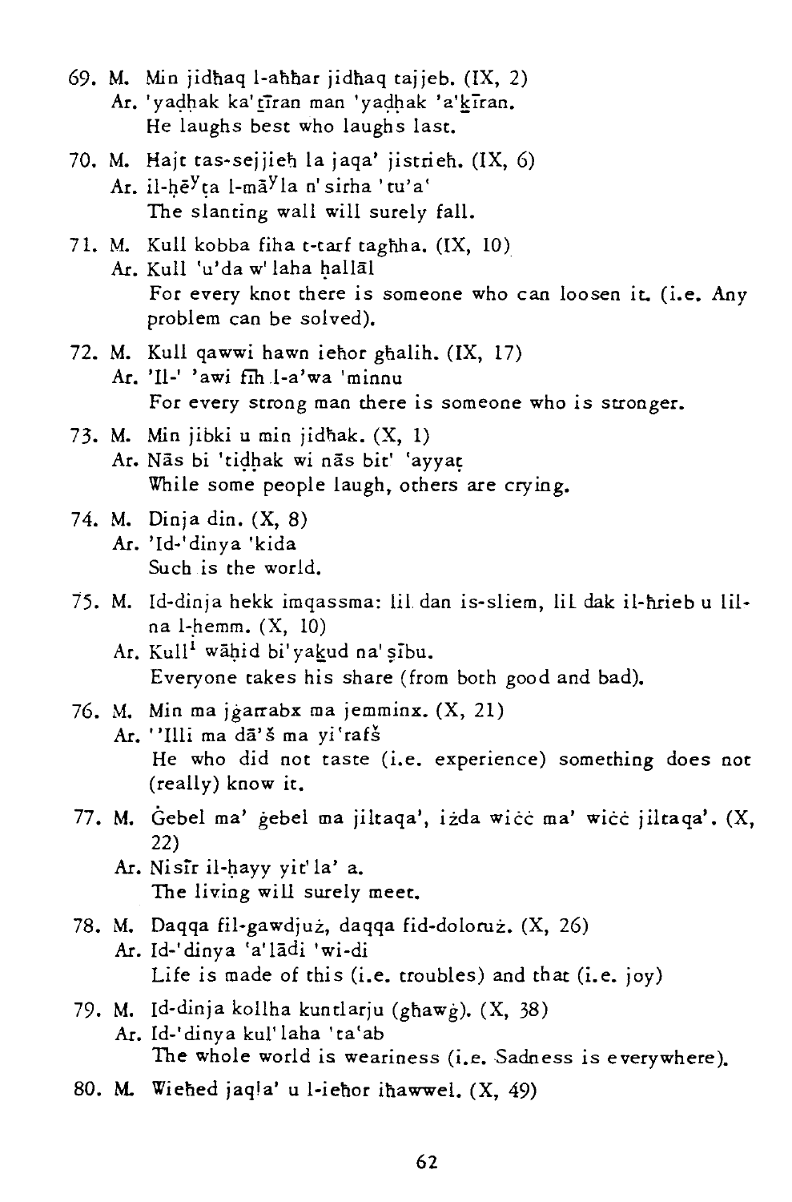69. M. Min jidħaq l-aħħar jidħaq tajjeb. (IX, 2)
   Ar. 'yaḍḥak ka'ṯīran man 'yaḍḥak 'a'ḵīran.
   He laughs best who laughs last.

70. M. Ħajt tas-sejjieħ la jaqa' jistrieħ. (IX, 6)
   Ar. il-ḥēʸṭa l-māʸla n'sirha 'tu'a'
   The slanting wall will surely fall.

71. M. Kull kobba fiha t-tarf tagħha. (IX, 10)
   Ar. Kull 'u'da w' laha ḥallāl
   For every knot there is someone who can loosen it. (i.e. Any problem can be solved).

72. M. Kull qawwi hawn ieħor għalih. (IX, 17)
   Ar. 'Il-' 'awi fīh l-a'wa 'minnu
   For every strong man there is someone who is stronger.

73. M. Min jibki u min jidħak. (X, 1)
   Ar. Nās bi 'tiḍḥak wi nās bit' 'ayyaṭ
   While some people laugh, others are crying.

74. M. Dinja din. (X, 8)
   Ar. 'Id-'dinya 'kida
   Such is the world.

75. M. Id-dinja hekk imqassma: lil dan is-sliem, lil dak il-ħrieb u lilna l-ħemm. (X, 10)
   Ar. Kull[1] wāḥid bi'yaḵud na' ṣību.
   Everyone takes his share (from both good and bad).

76. M. Min ma jġarrabx ma jemminx. (X, 21)
   Ar. ''Illi ma dā'š ma yi'rafš
   He who did not taste (i.e. experience) something does not (really) know it.

77. M. Ġebel ma' ġebel ma jiltaqa', iżda wiċċ ma' wiċċ jiltaqa'. (X, 22)
   Ar. Nisīr il-ḥayy yit'la' a.
   The living will surely meet.

78. M. Daqqa fil-gawdjuż, daqqa fid-doloruż. (X, 26)
   Ar. Id-'dinya 'a'lādi 'wi-di
   Life is made of this (i.e. troubles) and that (i.e. joy)

79. M. Id-dinja kollha kuntlarju (għawġ). (X, 38)
   Ar. Id-'dinya kul'laha 'ta'ab
   The whole world is weariness (i.e. Sadness is everywhere).

80. M. Wieħed jaqla' u l-ieħor iħawwel. (X, 49)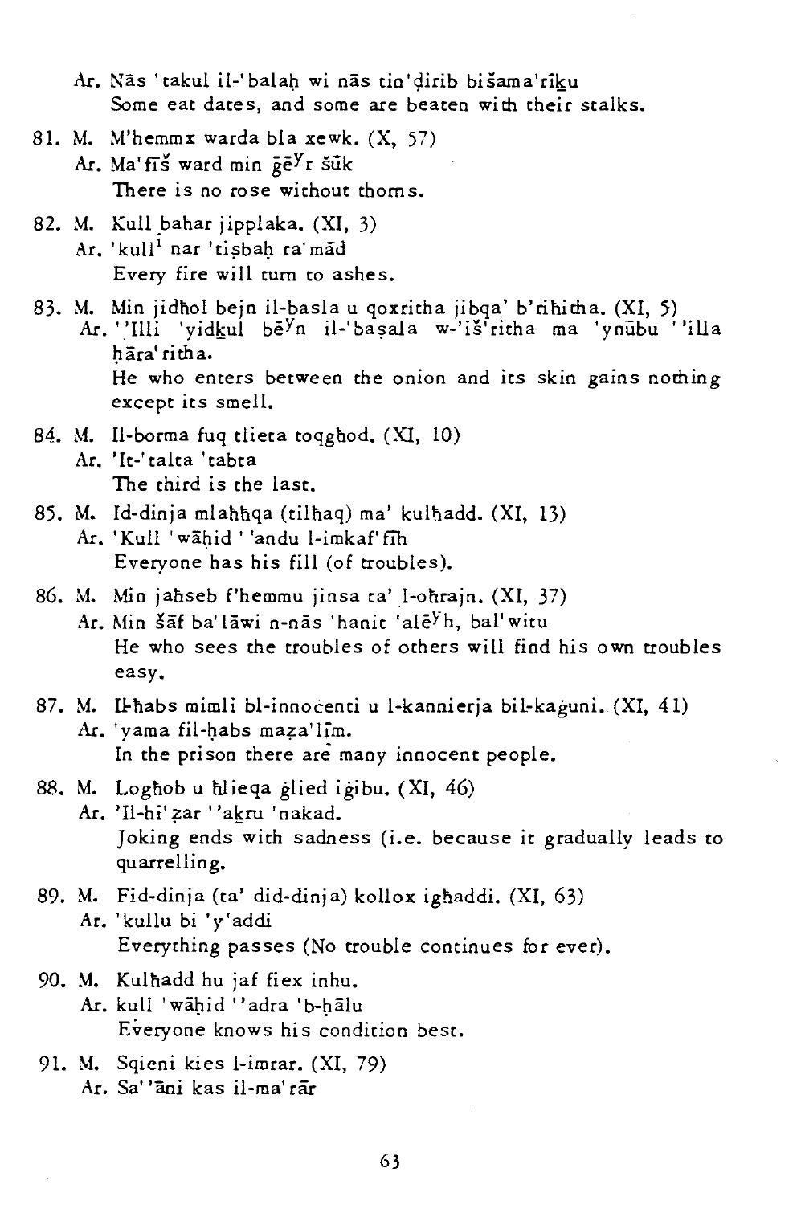Ar. Nās 'takul il-'balaḥ wi nās tin'ḍirib bišama'rīḵu
Some eat dates, and some are beaten with their stalks.

81. M. M'hemmx warda bla xewk. (X, 57)
Ar. Ma'fīš ward min ḡēʸr šūk
There is no rose without thorns.

82. M. Kull bahar jipplaka. (XI, 3)
Ar. 'kull[1] nar 'tiṣbaḥ ra'mād
Every fire will turn to ashes.

83. M. Min jidħol bejn il-basla u qoxritha jibqa' b'riħitha. (XI, 5)
Ar. ''Illi 'yidḵul bēʸn il-'baṣala w-'iš'ritha ma 'ynūbu ''illa ḥāra'ritha.
He who enters between the onion and its skin gains nothing except its smell.

84. M. Il-borma fuq tlieta toqgħod. (XI, 10)
Ar. 'It-'talta 'tabta
The third is the last.

85. M. Id-dinja mlaħħqa (tilħaq) ma' kulħadd. (XI, 13)
Ar. 'Kull 'wāḥid ''andu l-imkaf'fīh
Everyone has his fill (of troubles).

86. M. Min jaħseb f'hemmu jinsa ta' l-oħrajn. (XI, 37)
Ar. Min šāf ba'lāwi n-nās 'hanit 'alēʸh, bal'witu
He who sees the troubles of others will find his own troubles easy.

87. M. Il-ħabs mimli bl-innoċenti u l-kannierja bil-kaġuni. (XI, 41)
Ar. 'yama fil-ḥabs maẓa'līm.
In the prison there are many innocent people.

88. M. Logħob u ħlieqa ġlied iġibu. (XI, 46)
Ar. 'Il-hi'ẓar ''akru 'nakad.
Joking ends with sadness (i.e. because it gradually leads to quarrelling.

89. M. Fid-dinja (ta' did-dinja) kollox igħaddi. (XI, 63)
Ar. 'kullu bi 'y'addi
Everything passes (No trouble continues for ever).

90. M. Kulħadd hu jaf fiex inhu.
Ar. kull 'wāḥid ''adra 'b-ḥālu
Everyone knows his condition best.

91. M. Sqieni kies l-imrar. (XI, 79)
Ar. Sa''āni kas il-ma'rār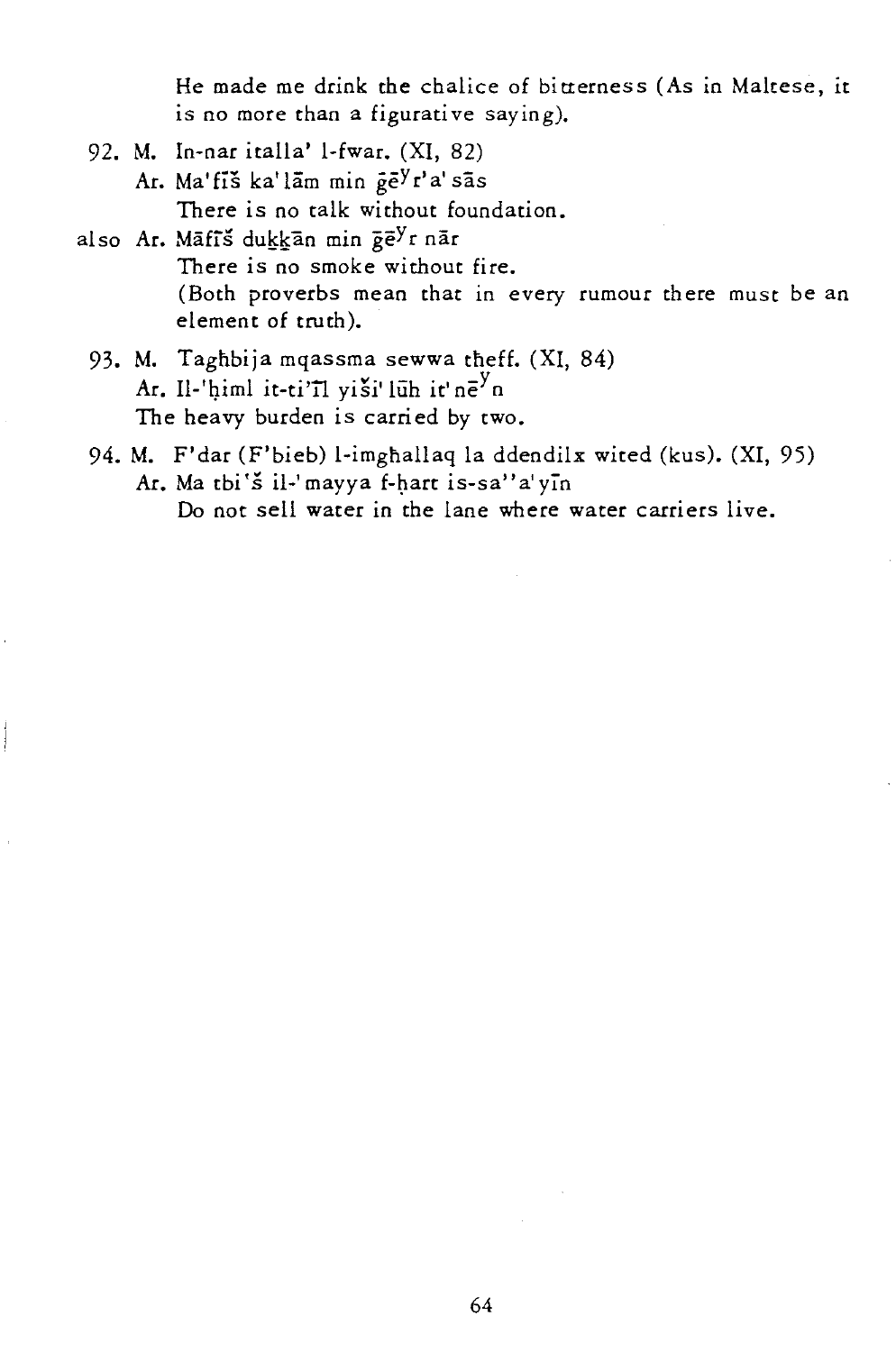He made me drink the chalice of bitterness (As in Maltese, it is no more than a figurative saying).

92. M. In-nar italla' l-fwar. (XI, 82)
    Ar. Ma'fīš ka'lām min ḡēʸr'a'sās
    There is no talk without foundation.

also Ar. Māfīš dukkān min ḡēʸr nār
    There is no smoke without fire.
    (Both proverbs mean that in every rumour there must be an element of truth).

93. M. Tagħbija mqassma sewwa theff. (XI, 84)
    Ar. Il-'ḥiml it-ti'īl yiši'lūh it'nēʸn
    The heavy burden is carried by two.

94. M. F'dar (F'bieb) l-imgħallaq la ddendilx wiced (kus). (XI, 95)
    Ar. Ma tbi'š il-'mayya f-ḥart is-sa''a'yīn
    Do not sell water in the lane where water carriers live.